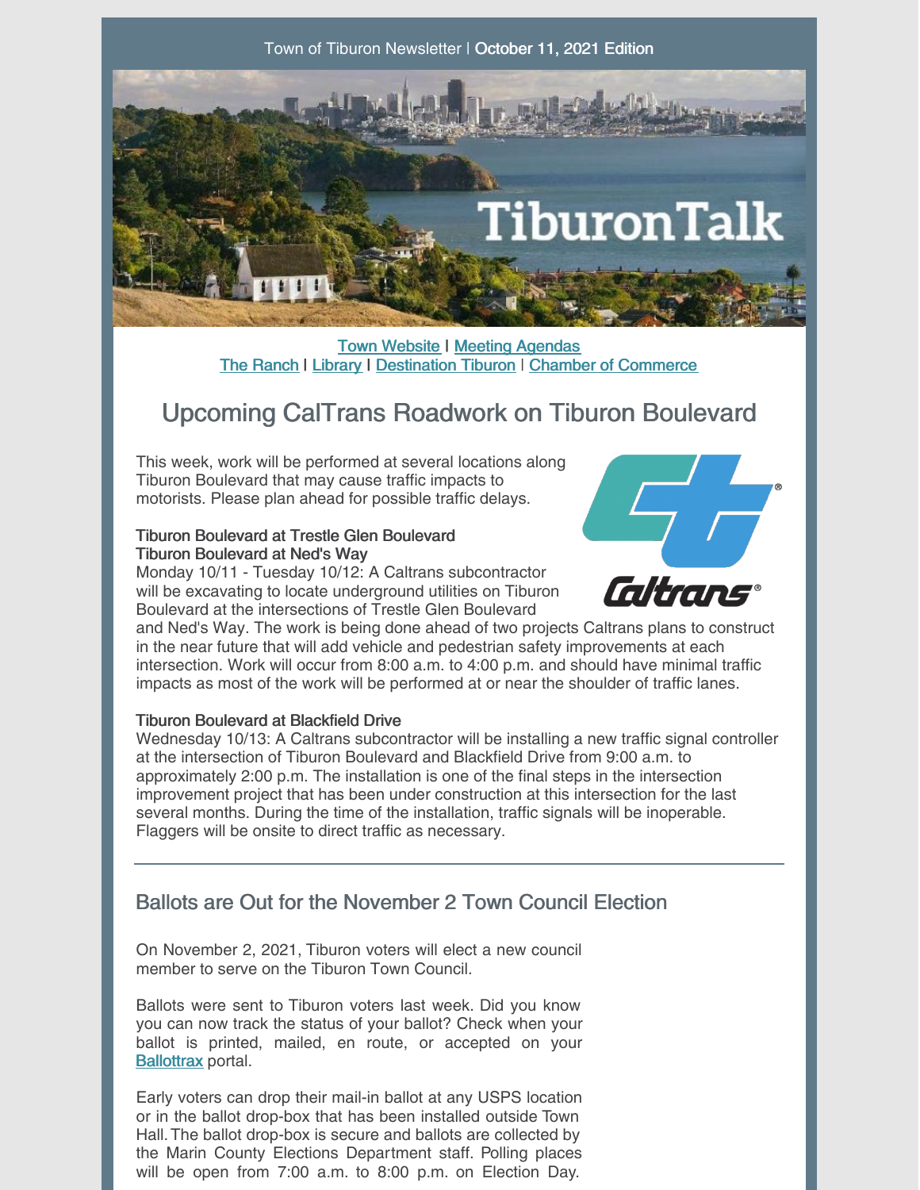Town of Tiburon Newsletter | **October 11, 2021 Edition**

Town Website | Meeting Agendas
The Ranch | Library | Destination Tiburon | Chamber of Commerce

# Upcoming CalTrans Roadwork on Tiburon Boulevard

This week, work will be performed at several locations along Tiburon Boulevard that may cause traffic impacts to motorists. Please plan ahead for possible traffic delays.

**Tiburon Boulevard at Trestle Glen Boulevard**
**Tiburon Boulevard at Ned's Way**
Monday 10/11 - Tuesday 10/12: A Caltrans subcontractor will be excavating to locate underground utilities on Tiburon Boulevard at the intersections of Trestle Glen Boulevard and Ned's Way. The work is being done ahead of two projects Caltrans plans to construct in the near future that will add vehicle and pedestrian safety improvements at each intersection. Work will occur from 8:00 a.m. to 4:00 p.m. and should have minimal traffic impacts as most of the work will be performed at or near the shoulder of traffic lanes.

**Tiburon Boulevard at Blackfield Drive**
Wednesday 10/13: A Caltrans subcontractor will be installing a new traffic signal controller at the intersection of Tiburon Boulevard and Blackfield Drive from 9:00 a.m. to approximately 2:00 p.m. The installation is one of the final steps in the intersection improvement project that has been under construction at this intersection for the last several months. During the time of the installation, traffic signals will be inoperable. Flaggers will be onsite to direct traffic as necessary.

---

## Ballots are Out for the November 2 Town Council Election

On November 2, 2021, Tiburon voters will elect a new council member to serve on the Tiburon Town Council.

Ballots were sent to Tiburon voters last week. Did you know you can now track the status of your ballot? Check when your ballot is printed, mailed, en route, or accepted on your Ballottrax portal.

Early voters can drop their mail-in ballot at any USPS location or in the ballot drop-box that has been installed outside Town Hall. The ballot drop-box is secure and ballots are collected by the Marin County Elections Department staff. Polling places will be open from 7:00 a.m. to 8:00 p.m. on Election Day.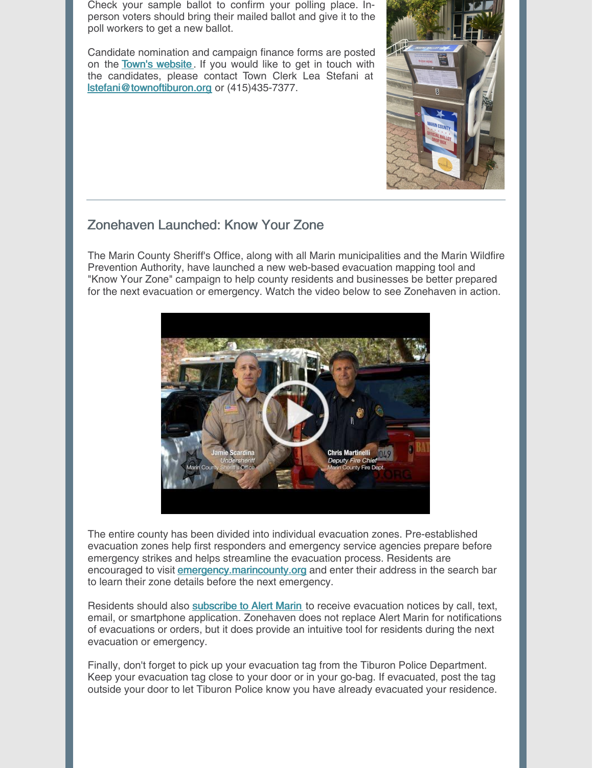Check your sample ballot to confirm your polling place. In-person voters should bring their mailed ballot and give it to the poll workers to get a new ballot.

Candidate nomination and campaign finance forms are posted on the Town's website. If you would like to get in touch with the candidates, please contact Town Clerk Lea Stefani at lstefani@townoftiburon.org or (415)435-7377.

---

## Zonehaven Launched: Know Your Zone

The Marin County Sheriff's Office, along with all Marin municipalities and the Marin Wildfire Prevention Authority, have launched a new web-based evacuation mapping tool and "Know Your Zone" campaign to help county residents and businesses be better prepared for the next evacuation or emergency. Watch the video below to see Zonehaven in action.

The entire county has been divided into individual evacuation zones. Pre-established evacuation zones help first responders and emergency service agencies prepare before emergency strikes and helps streamline the evacuation process. Residents are encouraged to visit emergency.marincounty.org and enter their address in the search bar to learn their zone details before the next emergency.

Residents should also subscribe to Alert Marin to receive evacuation notices by call, text, email, or smartphone application. Zonehaven does not replace Alert Marin for notifications of evacuations or orders, but it does provide an intuitive tool for residents during the next evacuation or emergency.

Finally, don't forget to pick up your evacuation tag from the Tiburon Police Department. Keep your evacuation tag close to your door or in your go-bag. If evacuated, post the tag outside your door to let Tiburon Police know you have already evacuated your residence.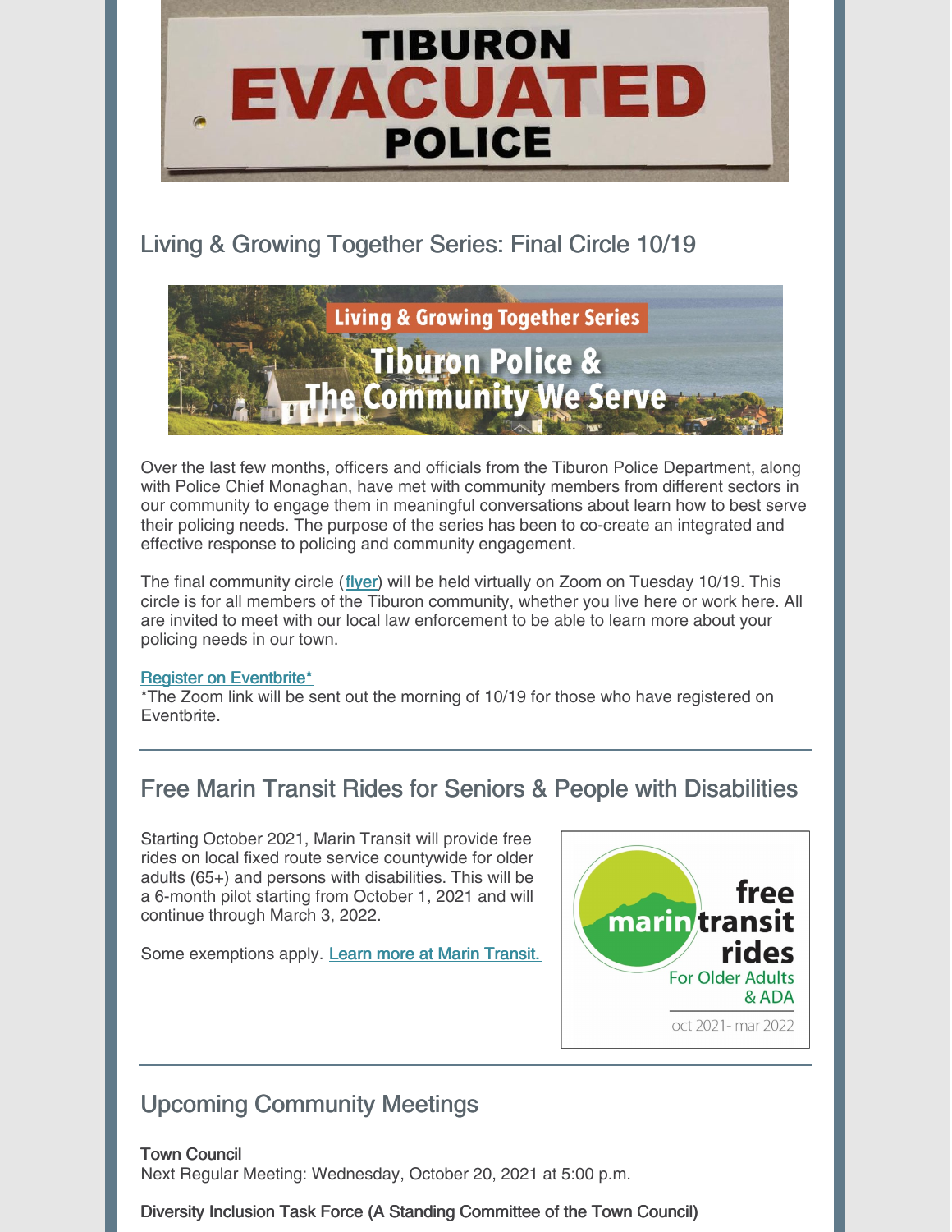## Living & Growing Together Series: Final Circle 10/19

Over the last few months, officers and officials from the Tiburon Police Department, along with Police Chief Monaghan, have met with community members from different sectors in our community to engage them in meaningful conversations about learn how to best serve their policing needs. The purpose of the series has been to co-create an integrated and effective response to policing and community engagement.

The final community circle (flyer) will be held virtually on Zoom on Tuesday 10/19. This circle is for all members of the Tiburon community, whether you live here or work here. All are invited to meet with our local law enforcement to be able to learn more about your policing needs in our town.

Register on Eventbrite*
*The Zoom link will be sent out the morning of 10/19 for those who have registered on Eventbrite.

## Free Marin Transit Rides for Seniors & People with Disabilities

Starting October 2021, Marin Transit will provide free rides on local fixed route service countywide for older adults (65+) and persons with disabilities. This will be a 6-month pilot starting from October 1, 2021 and will continue through March 3, 2022.

Some exemptions apply. Learn more at Marin Transit.

## Upcoming Community Meetings

**Town Council**
Next Regular Meeting: Wednesday, October 20, 2021 at 5:00 p.m.

**Diversity Inclusion Task Force (A Standing Committee of the Town Council)**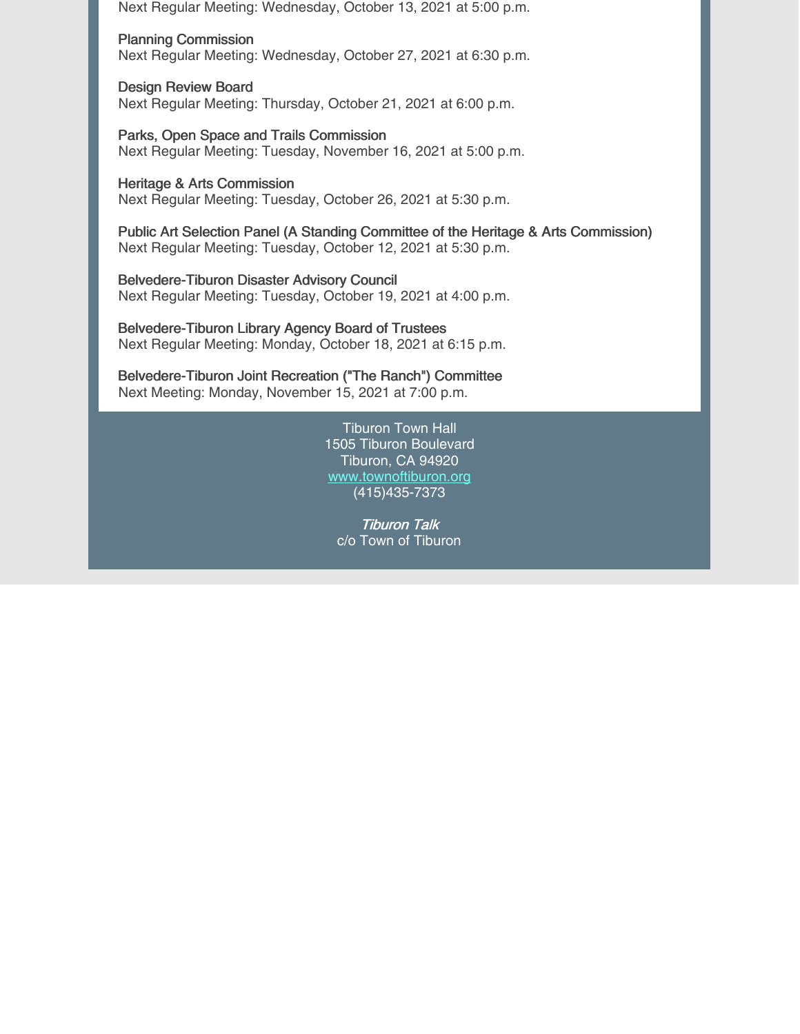Next Regular Meeting: Wednesday, October 13, 2021 at 5:00 p.m.

**Planning Commission**
Next Regular Meeting: Wednesday, October 27, 2021 at 6:30 p.m.

**Design Review Board**
Next Regular Meeting: Thursday, October 21, 2021 at 6:00 p.m.

**Parks, Open Space and Trails Commission**
Next Regular Meeting: Tuesday, November 16, 2021 at 5:00 p.m.

**Heritage & Arts Commission**
Next Regular Meeting: Tuesday, October 26, 2021 at 5:30 p.m.

**Public Art Selection Panel (A Standing Committee of the Heritage & Arts Commission)**
Next Regular Meeting: Tuesday, October 12, 2021 at 5:30 p.m.

**Belvedere-Tiburon Disaster Advisory Council**
Next Regular Meeting: Tuesday, October 19, 2021 at 4:00 p.m.

**Belvedere-Tiburon Library Agency Board of Trustees**
Next Regular Meeting: Monday, October 18, 2021 at 6:15 p.m.

**Belvedere-Tiburon Joint Recreation ("The Ranch") Committee**
Next Meeting: Monday, November 15, 2021 at 7:00 p.m.

Tiburon Town Hall
1505 Tiburon Boulevard
Tiburon, CA 94920
www.townoftiburon.org
(415)435-7373

*Tiburon Talk*
c/o Town of Tiburon